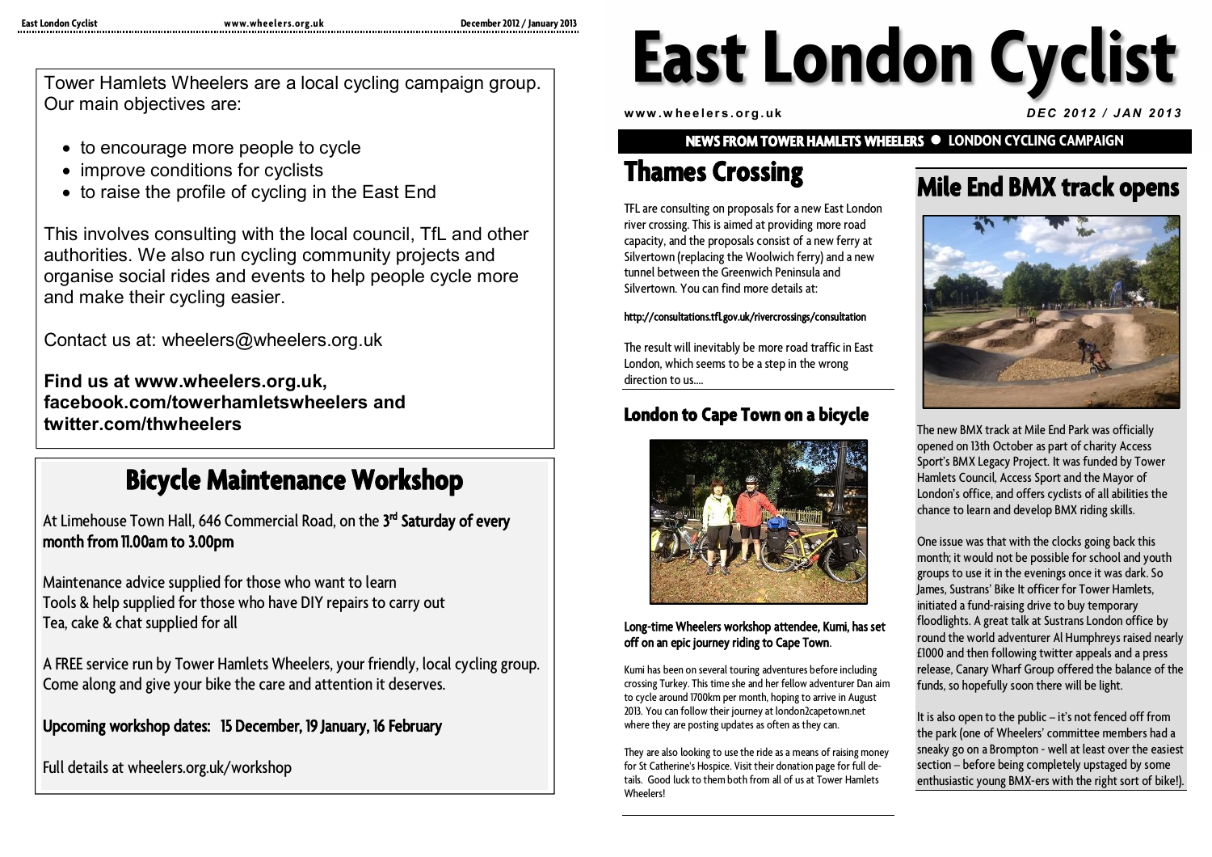Tower Hamlets Wheelers are a local cycling campaign group. Our main objectives are:

- to encourage more people to cycle
- improve conditions for cyclists
- to raise the profile of cycling in the East End

This involves consulting with the local council, TfL and other authorities. We also run cycling community projects and organise social rides and events to help people cycle more and make their cycling easier.

Contact us at: wheelers@wheelers.org.uk

**Find us at www.wheelers.org.uk, facebook.com/towerhamletswheelers and twitter.com/thwheelers**

## Bicycle Maintenance Workshop

At Limehouse Town Hall, 646 Commercial Road, on the **3rd Saturday of every month from 11.00am to 3.00pm**

Maintenance advice supplied for those who want to learn
Tools & help supplied for those who have DIY repairs to carry out
Tea, cake & chat supplied for all

A FREE service run by Tower Hamlets Wheelers, your friendly, local cycling group. Come along and give your bike the care and attention it deserves.

**Upcoming workshop dates: 15 December, 19 January, 16 February**

Full details at wheelers.org.uk/workshop

# East London Cyclist

www.wheelers.org.uk

*DEC 2012 / JAN 2013*

**NEWS FROM TOWER HAMLETS WHEELERS • LONDON CYCLING CAMPAIGN**

## Thames Crossing

TFL are consulting on proposals for a new East London river crossing. This is aimed at providing more road capacity, and the proposals consist of a new ferry at Silvertown (replacing the Woolwich ferry) and a new tunnel between the Greenwich Peninsula and Silvertown. You can find more details at:

http://consultations.tfl.gov.uk/rivercrossings/consultation

The result will inevitably be more road traffic in East London, which seems to be a step in the wrong direction to us....

### London to Cape Town on a bicycle

**Long-time Wheelers workshop attendee, Kumi, has set off on an epic journey riding to Cape Town.**

Kumi has been on several touring adventures before including crossing Turkey. This time she and her fellow adventurer Dan aim to cycle around 1700km per month, hoping to arrive in August 2013. You can follow their journey at london2capetown.net where they are posting updates as often as they can.

They are also looking to use the ride as a means of raising money for St Catherine's Hospice. Visit their donation page for full details. Good luck to them both from all of us at Tower Hamlets Wheelers!

## Mile End BMX track opens

The new BMX track at Mile End Park was officially opened on 13th October as part of charity Access Sport's BMX Legacy Project. It was funded by Tower Hamlets Council, Access Sport and the Mayor of London's office, and offers cyclists of all abilities the chance to learn and develop BMX riding skills.

One issue was that with the clocks going back this month; it would not be possible for school and youth groups to use it in the evenings once it was dark. So James, Sustrans' Bike It officer for Tower Hamlets, initiated a fund-raising drive to buy temporary floodlights. A great talk at Sustrans London office by round the world adventurer Al Humphreys raised nearly £1000 and then following twitter appeals and a press release, Canary Wharf Group offered the balance of the funds, so hopefully soon there will be light.

It is also open to the public – it's not fenced off from the park (one of Wheelers' committee members had a sneaky go on a Brompton - well at least over the easiest section – before being completely upstaged by some enthusiastic young BMX-ers with the right sort of bike!).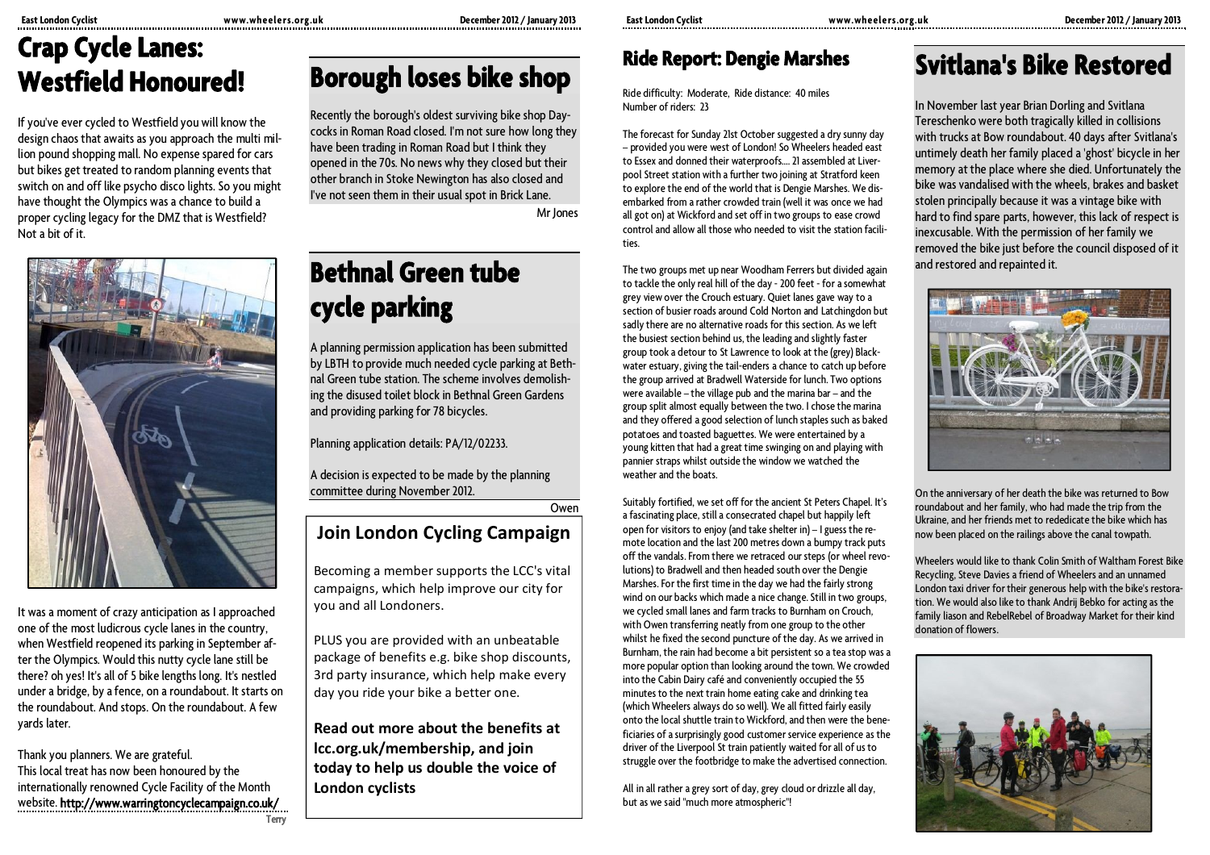# Crap Cycle Lanes: Westfield Honoured!

If you've ever cycled to Westfield you will know the design chaos that awaits as you approach the multi million pound shopping mall. No expense spared for cars but bikes get treated to random planning events that switch on and off like psycho disco lights. So you might have thought the Olympics was a chance to build a proper cycling legacy for the DMZ that is Westfield? Not a bit of it.

It was a moment of crazy anticipation as I approached one of the most ludicrous cycle lanes in the country, when Westfield reopened its parking in September after the Olympics. Would this nutty cycle lane still be there? oh yes! It's all of 5 bike lengths long. It's nestled under a bridge, by a fence, on a roundabout. It starts on the roundabout. And stops. On the roundabout. A few yards later.

Thank you planners. We are grateful.
This local treat has now been honoured by the internationally renowned Cycle Facility of the Month website. **http://www.warringtoncyclecampaign.co.uk/**

Terry

# Borough loses bike shop

Recently the borough's oldest surviving bike shop Daycocks in Roman Road closed. I'm not sure how long they have been trading in Roman Road but I think they opened in the 70s. No news why they closed but their other branch in Stoke Newington has also closed and I've not seen them in their usual spot in Brick Lane.

Mr Jones

# Bethnal Green tube cycle parking

A planning permission application has been submitted by LBTH to provide much needed cycle parking at Bethnal Green tube station. The scheme involves demolishing the disused toilet block in Bethnal Green Gardens and providing parking for 78 bicycles.

Planning application details: PA/12/02233.

A decision is expected to be made by the planning committee during November 2012.

Owen

## Join London Cycling Campaign

Becoming a member supports the LCC's vital campaigns, which help improve our city for you and all Londoners.

PLUS you are provided with an unbeatable package of benefits e.g. bike shop discounts, 3rd party insurance, which help make every day you ride your bike a better one.

**Read out more about the benefits at lcc.org.uk/membership, and join today to help us double the voice of London cyclists**

# Ride Report: Dengie Marshes

Ride difficulty: Moderate, Ride distance: 40 miles
Number of riders: 23

The forecast for Sunday 21st October suggested a dry sunny day – provided you were west of London! So Wheelers headed east to Essex and donned their waterproofs.... 21 assembled at Liverpool Street station with a further two joining at Stratford keen to explore the end of the world that is Dengie Marshes. We disembarked from a rather crowded train (well it was once we had all got on) at Wickford and set off in two groups to ease crowd control and allow all those who needed to visit the station facilities.

The two groups met up near Woodham Ferrers but divided again to tackle the only real hill of the day - 200 feet - for a somewhat grey view over the Crouch estuary. Quiet lanes gave way to a section of busier roads around Cold Norton and Latchingdon but sadly there are no alternative roads for this section. As we left the busiest section behind us, the leading and slightly faster group took a detour to St Lawrence to look at the (grey) Blackwater estuary, giving the tail-enders a chance to catch up before the group arrived at Bradwell Waterside for lunch. Two options were available – the village pub and the marina bar – and the group split almost equally between the two. I chose the marina and they offered a good selection of lunch staples such as baked potatoes and toasted baguettes. We were entertained by a young kitten that had a great time swinging on and playing with pannier straps whilst outside the window we watched the weather and the boats.

Suitably fortified, we set off for the ancient St Peters Chapel. It's a fascinating place, still a consecrated chapel but happily left open for visitors to enjoy (and take shelter in) – I guess the remote location and the last 200 metres down a bumpy track puts off the vandals. From there we retraced our steps (or wheel revolutions) to Bradwell and then headed south over the Dengie Marshes. For the first time in the day we had the fairly strong wind on our backs which made a nice change. Still in two groups, we cycled small lanes and farm tracks to Burnham on Crouch, with Owen transferring neatly from one group to the other whilst he fixed the second puncture of the day. As we arrived in Burnham, the rain had become a bit persistent so a tea stop was a more popular option than looking around the town. We crowded into the Cabin Dairy café and conveniently occupied the 55 minutes to the next train home eating cake and drinking tea (which Wheelers always do so well). We all fitted fairly easily onto the local shuttle train to Wickford, and then were the beneficiaries of a surprisingly good customer service experience as the driver of the Liverpool St train patiently waited for all of us to struggle over the footbridge to make the advertised connection.

All in all rather a grey sort of day, grey cloud or drizzle all day, but as we said "much more atmospheric"!

# Svitlana's Bike Restored

In November last year Brian Dorling and Svitlana Tereschenko were both tragically killed in collisions with trucks at Bow roundabout. 40 days after Svitlana's untimely death her family placed a 'ghost' bicycle in her memory at the place where she died. Unfortunately the bike was vandalised with the wheels, brakes and basket stolen principally because it was a vintage bike with hard to find spare parts, however, this lack of respect is inexcusable. With the permission of her family we removed the bike just before the council disposed of it and restored and repainted it.

On the anniversary of her death the bike was returned to Bow roundabout and her family, who had made the trip from the Ukraine, and her friends met to rededicate the bike which has now been placed on the railings above the canal towpath.

Wheelers would like to thank Colin Smith of Waltham Forest Bike Recycling, Steve Davies a friend of Wheelers and an unnamed London taxi driver for their generous help with the bike's restoration. We would also like to thank Andrij Bebko for acting as the family liason and RebelRebel of Broadway Market for their kind donation of flowers.